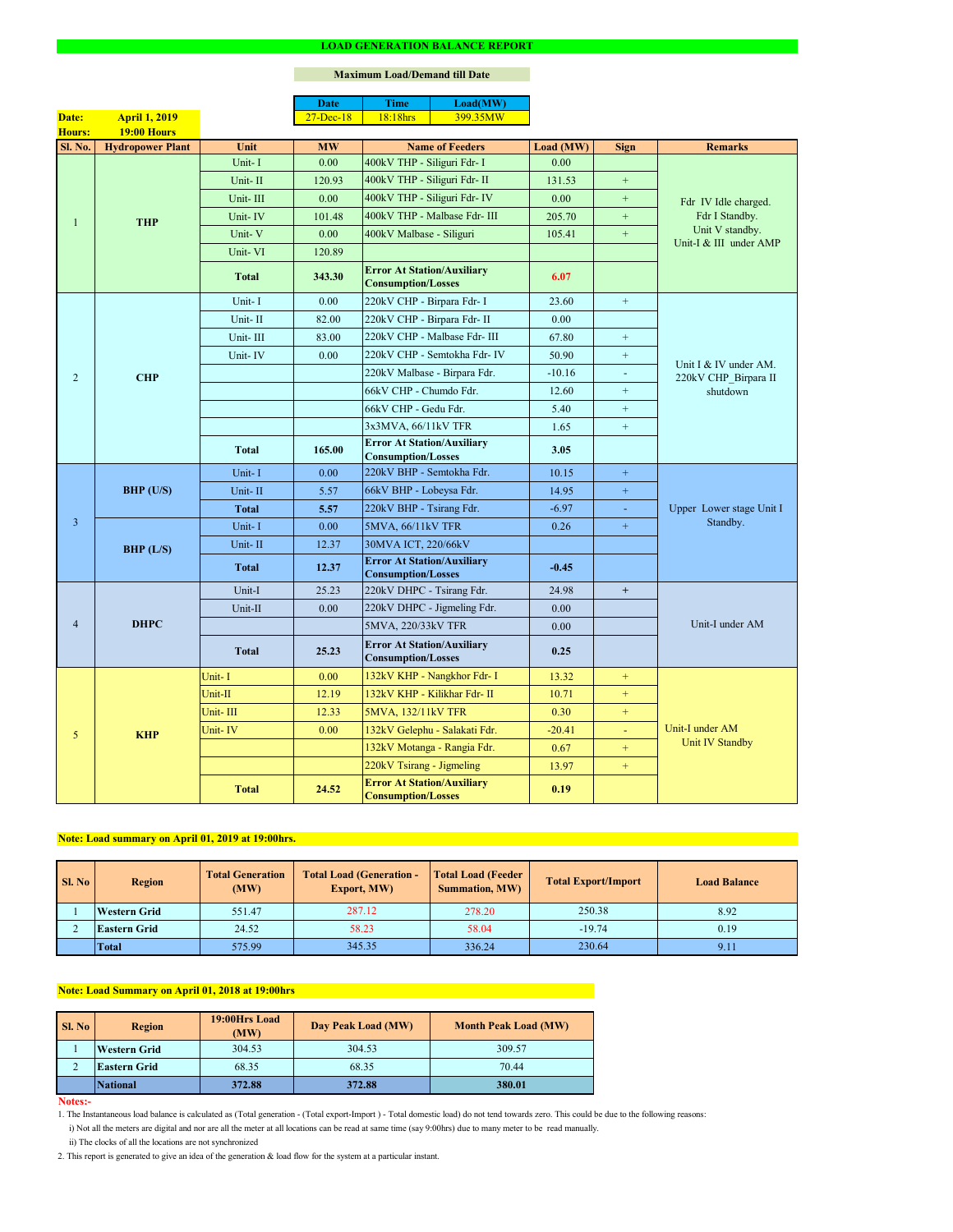# LOAD GENERATION BALANCE REPORT

**Maximum Load/Demand till Date**

| Date | Time | Load(MW) |
|---|---|---|
| 27-Dec-18 | 18:18hrs | 399.35MW |

**Date:** April 1, 2019
**Hours:** 19:00 Hours

| Sl. No. | Hydropower Plant | Unit | MW | Name of Feeders | Load (MW) | Sign | Remarks |
|---|---|---|---|---|---|---|---|
| 1 | THP | Unit- I | 0.00 | 400kV THP - Siliguri Fdr- I | 0.00 | | Fdr IV Idle charged. Fdr I Standby. Unit V standby. Unit-I & III under AMP |
| | | Unit- II | 120.93 | 400kV THP - Siliguri Fdr- II | 131.53 | + | |
| | | Unit- III | 0.00 | 400kV THP - Siliguri Fdr- IV | 0.00 | + | |
| | | Unit- IV | 101.48 | 400kV THP - Malbase Fdr- III | 205.70 | + | |
| | | Unit- V | 0.00 | 400kV Malbase - Siliguri | 105.41 | + | |
| | | Unit- VI | 120.89 | | | | |
| | | **Total** | **343.30** | **Error At Station/Auxiliary Consumption/Losses** | **6.07** | | |
| 2 | CHP | Unit- I | 0.00 | 220kV CHP - Birpara Fdr- I | 23.60 | + | Unit I & IV under AM. 220kV CHP_Birpara II shutdown |
| | | Unit- II | 82.00 | 220kV CHP - Birpara Fdr- II | 0.00 | | |
| | | Unit- III | 83.00 | 220kV CHP - Malbase Fdr- III | 67.80 | + | |
| | | Unit- IV | 0.00 | 220kV CHP - Semtokha Fdr- IV | 50.90 | + | |
| | | | | 220kV Malbase - Birpara Fdr. | -10.16 | - | |
| | | | | 66kV CHP - Chumdo Fdr. | 12.60 | + | |
| | | | | 66kV CHP - Gedu Fdr. | 5.40 | + | |
| | | | | 3x3MVA, 66/11kV TFR | 1.65 | + | |
| | | **Total** | **165.00** | **Error At Station/Auxiliary Consumption/Losses** | **3.05** | | |
| 3 | BHP (U/S) | Unit- I | 0.00 | 220kV BHP - Semtokha Fdr. | 10.15 | + | Upper Lower stage Unit I Standby. |
| | | Unit- II | 5.57 | 66kV BHP - Lobeysa Fdr. | 14.95 | + | |
| | | **Total** | **5.57** | 220kV BHP - Tsirang Fdr. | -6.97 | - | |
| | BHP (L/S) | Unit- I | 0.00 | 5MVA, 66/11kV TFR | 0.26 | + | |
| | | Unit- II | 12.37 | 30MVA ICT, 220/66kV | | | |
| | | **Total** | **12.37** | **Error At Station/Auxiliary Consumption/Losses** | **-0.45** | | |
| 4 | DHPC | Unit-I | 25.23 | 220kV DHPC - Tsirang Fdr. | 24.98 | + | Unit-I under AM |
| | | Unit-II | 0.00 | 220kV DHPC - Jigmeling Fdr. | 0.00 | | |
| | | | | 5MVA, 220/33kV TFR | 0.00 | | |
| | | **Total** | **25.23** | **Error At Station/Auxiliary Consumption/Losses** | **0.25** | | |
| 5 | KHP | Unit- I | 0.00 | 132kV KHP - Nangkhor Fdr- I | 13.32 | + | Unit-I under AM Unit IV Standby |
| | | Unit-II | 12.19 | 132kV KHP - Kilikhar Fdr- II | 10.71 | + | |
| | | Unit- III | 12.33 | 5MVA, 132/11kV TFR | 0.30 | + | |
| | | Unit- IV | 0.00 | 132kV Gelephu - Salakati Fdr. | -20.41 | - | |
| | | | | 132kV Motanga - Rangia Fdr. | 0.67 | + | |
| | | | | 220kV Tsirang - Jigmeling | 13.97 | + | |
| | | **Total** | **24.52** | **Error At Station/Auxiliary Consumption/Losses** | **0.19** | | |

**Note: Load summary on April 01, 2019 at 19:00hrs.**

| Sl. No | Region | Total Generation (MW) | Total Load (Generation - Export, MW) | Total Load (Feeder Summation, MW) | Total Export/Import | Load Balance |
|---|---|---|---|---|---|---|
| 1 | Western Grid | 551.47 | 287.12 | 278.20 | 250.38 | 8.92 |
| 2 | Eastern Grid | 24.52 | 58.23 | 58.04 | -19.74 | 0.19 |
| | Total | 575.99 | 345.35 | 336.24 | 230.64 | 9.11 |

**Note: Load Summary on April 01, 2018 at 19:00hrs**

| Sl. No | Region | 19:00Hrs Load (MW) | Day Peak Load (MW) | Month Peak Load (MW) |
|---|---|---|---|---|
| 1 | Western Grid | 304.53 | 304.53 | 309.57 |
| 2 | Eastern Grid | 68.35 | 68.35 | 70.44 |
| | **National** | **372.88** | **372.88** | **380.01** |

**Notes:-**

1. The Instantaneous load balance is calculated as (Total generation - (Total export-Import ) - Total domestic load) do not tend towards zero. This could be due to the following reasons:
   i) Not all the meters are digital and nor are all the meter at all locations can be read at same time (say 9:00hrs) due to many meter to be read manually.
   ii) The clocks of all the locations are not synchronized
2. This report is generated to give an idea of the generation & load flow for the system at a particular instant.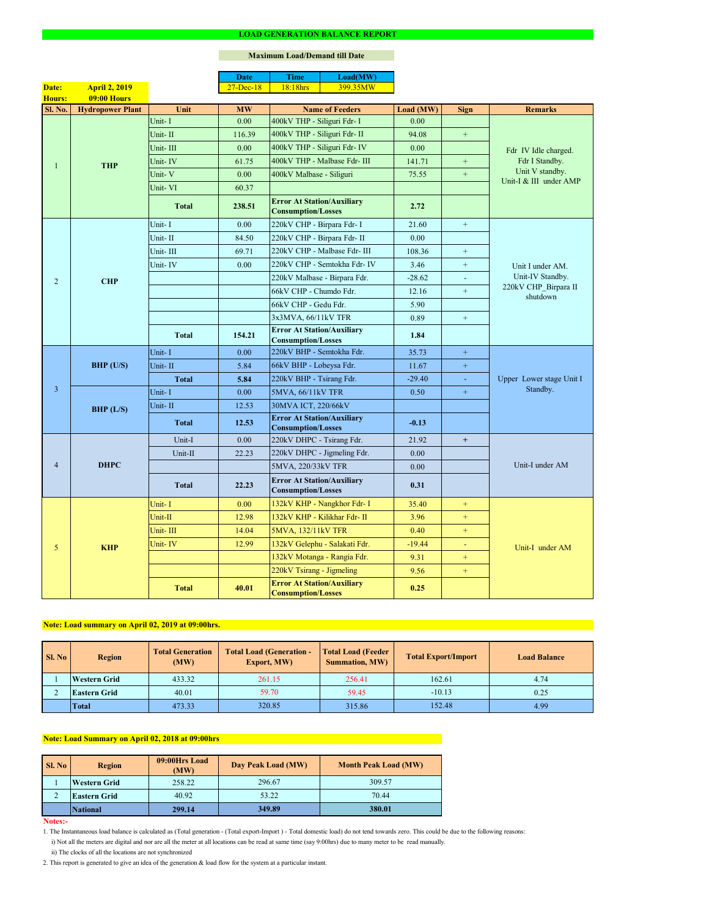# LOAD GENERATION BALANCE REPORT

**Maximum Load/Demand till Date**

| Date | Time | Load(MW) |
|---|---|---|
| 27-Dec-18 | 18:18hrs | 399.35MW |

**Date:** April 2, 2019
**Hours:** 09:00 Hours

| Sl. No. | Hydropower Plant | Unit | MW | Name of Feeders | Load (MW) | Sign | Remarks |
|---|---|---|---|---|---|---|---|
| 1 | THP | Unit- I | 0.00 | 400kV THP - Siliguri Fdr- I | 0.00 | | Fdr IV Idle charged. Fdr I Standby. Unit V standby. Unit-I & III under AMP |
| | | Unit- II | 116.39 | 400kV THP - Siliguri Fdr- II | 94.08 | + | |
| | | Unit- III | 0.00 | 400kV THP - Siliguri Fdr- IV | 0.00 | | |
| | | Unit- IV | 61.75 | 400kV THP - Malbase Fdr- III | 141.71 | + | |
| | | Unit- V | 0.00 | 400kV Malbase - Siliguri | 75.55 | + | |
| | | Unit- VI | 60.37 | | | | |
| | | **Total** | **238.51** | **Error At Station/Auxiliary Consumption/Losses** | **2.72** | | |
| 2 | CHP | Unit- I | 0.00 | 220kV CHP - Birpara Fdr- I | 21.60 | + | Unit I under AM. Unit-IV Standby. 220kV CHP_Birpara II shutdown |
| | | Unit- II | 84.50 | 220kV CHP - Birpara Fdr- II | 0.00 | | |
| | | Unit- III | 69.71 | 220kV CHP - Malbase Fdr- III | 108.36 | + | |
| | | Unit- IV | 0.00 | 220kV CHP - Semtokha Fdr- IV | 3.46 | + | |
| | | | | 220kV Malbase - Birpara Fdr. | -28.62 | - | |
| | | | | 66kV CHP - Chumdo Fdr. | 12.16 | + | |
| | | | | 66kV CHP - Gedu Fdr. | 5.90 | | |
| | | | | 3x3MVA, 66/11kV TFR | 0.89 | + | |
| | | **Total** | **154.21** | **Error At Station/Auxiliary Consumption/Losses** | **1.84** | | |
| 3 | BHP (U/S) | Unit- I | 0.00 | 220kV BHP - Semtokha Fdr. | 35.73 | + | Upper Lower stage Unit I Standby. |
| | | Unit- II | 5.84 | 66kV BHP - Lobeysa Fdr. | 11.67 | + | |
| | | **Total** | **5.84** | 220kV BHP - Tsirang Fdr. | -29.40 | - | |
| | BHP (L/S) | Unit- I | 0.00 | 5MVA, 66/11kV TFR | 0.50 | + | |
| | | Unit- II | 12.53 | 30MVA ICT, 220/66kV | | | |
| | | **Total** | **12.53** | **Error At Station/Auxiliary Consumption/Losses** | **-0.13** | | |
| 4 | DHPC | Unit-I | 0.00 | 220kV DHPC - Tsirang Fdr. | 21.92 | + | Unit-I under AM |
| | | Unit-II | 22.23 | 220kV DHPC - Jigmeling Fdr. | 0.00 | | |
| | | | | 5MVA, 220/33kV TFR | 0.00 | | |
| | | **Total** | **22.23** | **Error At Station/Auxiliary Consumption/Losses** | **0.31** | | |
| 5 | KHP | Unit- I | 0.00 | 132kV KHP - Nangkhor Fdr- I | 35.40 | + | Unit-I under AM |
| | | Unit-II | 12.98 | 132kV KHP - Kilikhar Fdr- II | 3.96 | + | |
| | | Unit- III | 14.04 | 5MVA, 132/11kV TFR | 0.40 | + | |
| | | Unit- IV | 12.99 | 132kV Gelephu - Salakati Fdr. | -19.44 | - | |
| | | | | 132kV Motanga - Rangia Fdr. | 9.31 | + | |
| | | | | 220kV Tsirang - Jigmeling | 9.56 | + | |
| | | **Total** | **40.01** | **Error At Station/Auxiliary Consumption/Losses** | **0.25** | | |

**Note: Load summary on April 02, 2019 at 09:00hrs.**

| Sl. No | Region | Total Generation (MW) | Total Load (Generation - Export, MW) | Total Load (Feeder Summation, MW) | Total Export/Import | Load Balance |
|---|---|---|---|---|---|---|
| 1 | Western Grid | 433.32 | 261.15 | 256.41 | 162.61 | 4.74 |
| 2 | Eastern Grid | 40.01 | 59.70 | 59.45 | -10.13 | 0.25 |
| | Total | 473.33 | 320.85 | 315.86 | 152.48 | 4.99 |

**Note: Load Summary on April 02, 2018 at 09:00hrs**

| Sl. No | Region | 09:00Hrs Load (MW) | Day Peak Load (MW) | Month Peak Load (MW) |
|---|---|---|---|---|
| 1 | Western Grid | 258.22 | 296.67 | 309.57 |
| 2 | Eastern Grid | 40.92 | 53.22 | 70.44 |
| | National | 299.14 | 349.89 | 380.01 |

**Notes:-**

1. The Instantaneous load balance is calculated as (Total generation - (Total export-Import ) - Total domestic load) do not tend towards zero. This could be due to the following reasons:
   i) Not all the meters are digital and nor are all the meter at all locations can be read at same time (say 9:00hrs) due to many meter to be read manually.
   ii) The clocks of all the locations are not synchronized
2. This report is generated to give an idea of the generation & load flow for the system at a particular instant.